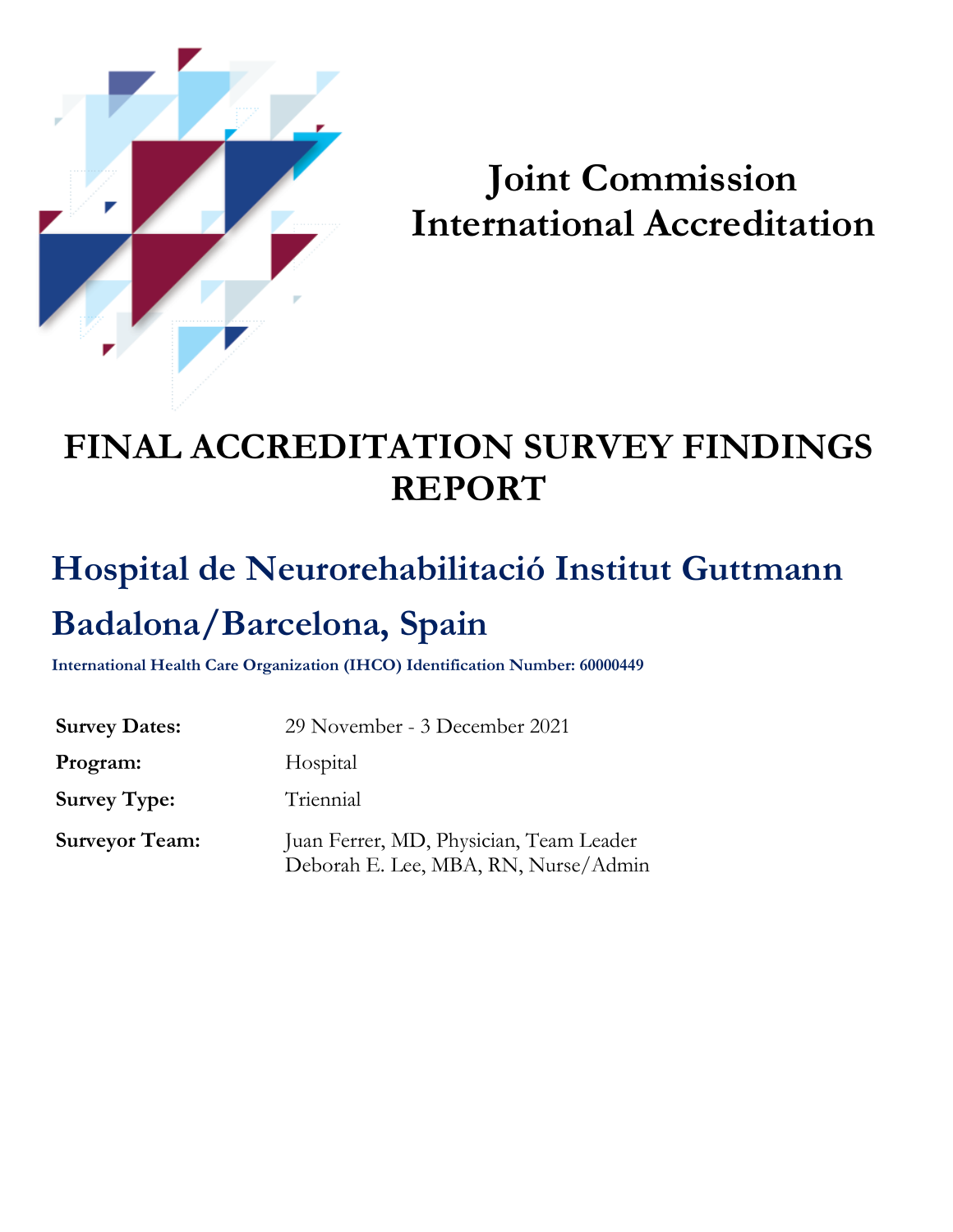# Joint Commission International Accreditation

# FINAL ACCREDITATION SURVEY FINDINGS REPORT

## Hospital de Neurorehabilitació Institut Guttmann

## Badalona/Barcelona, Spain

**International Health Care Organization (IHCO) Identification Number: 60000449**

| | |
|---|---|
| **Survey Dates:** | 29 November - 3 December 2021 |
| **Program:** | Hospital |
| **Survey Type:** | Triennial |
| **Surveyor Team:** | Juan Ferrer, MD, Physician, Team Leader<br>Deborah E. Lee, MBA, RN, Nurse/Admin |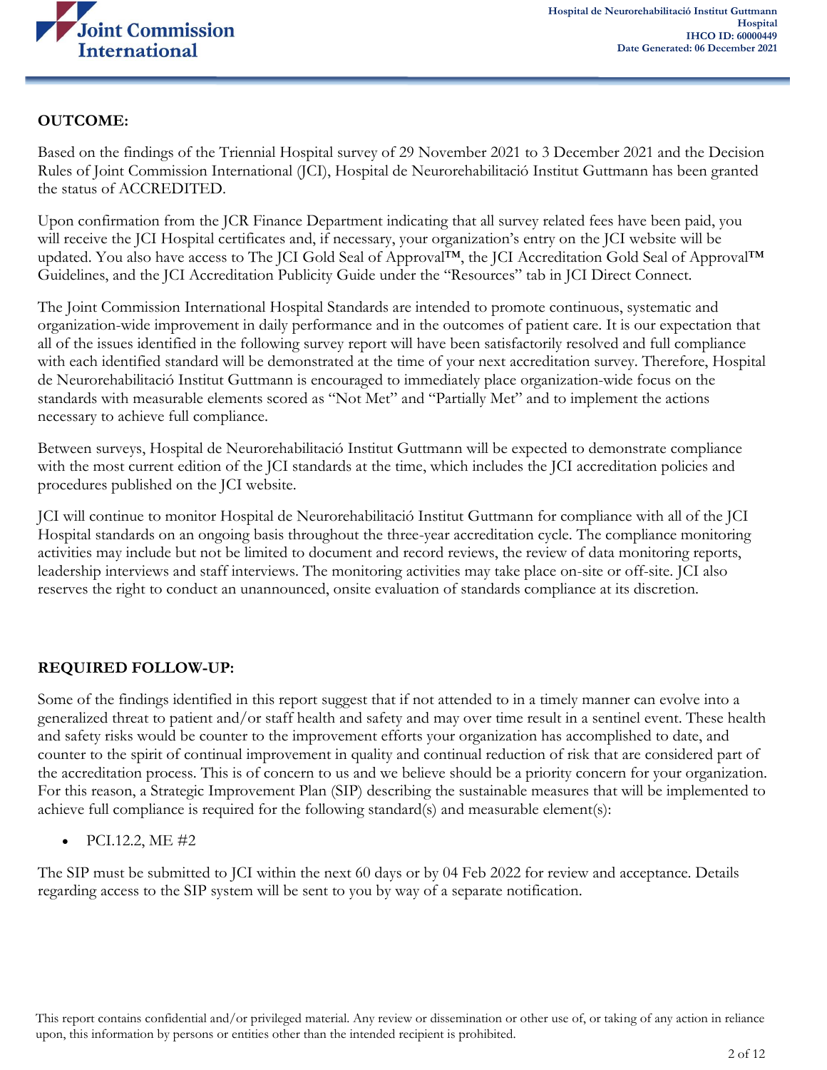**OUTCOME:**

Based on the findings of the Triennial Hospital survey of 29 November 2021 to 3 December 2021 and the Decision Rules of Joint Commission International (JCI), Hospital de Neurorehabilitació Institut Guttmann has been granted the status of ACCREDITED.

Upon confirmation from the JCR Finance Department indicating that all survey related fees have been paid, you will receive the JCI Hospital certificates and, if necessary, your organization's entry on the JCI website will be updated. You also have access to The JCI Gold Seal of Approval™, the JCI Accreditation Gold Seal of Approval™ Guidelines, and the JCI Accreditation Publicity Guide under the "Resources" tab in JCI Direct Connect.

The Joint Commission International Hospital Standards are intended to promote continuous, systematic and organization-wide improvement in daily performance and in the outcomes of patient care. It is our expectation that all of the issues identified in the following survey report will have been satisfactorily resolved and full compliance with each identified standard will be demonstrated at the time of your next accreditation survey. Therefore, Hospital de Neurorehabilitació Institut Guttmann is encouraged to immediately place organization-wide focus on the standards with measurable elements scored as "Not Met" and "Partially Met" and to implement the actions necessary to achieve full compliance.

Between surveys, Hospital de Neurorehabilitació Institut Guttmann will be expected to demonstrate compliance with the most current edition of the JCI standards at the time, which includes the JCI accreditation policies and procedures published on the JCI website.

JCI will continue to monitor Hospital de Neurorehabilitació Institut Guttmann for compliance with all of the JCI Hospital standards on an ongoing basis throughout the three-year accreditation cycle. The compliance monitoring activities may include but not be limited to document and record reviews, the review of data monitoring reports, leadership interviews and staff interviews. The monitoring activities may take place on-site or off-site. JCI also reserves the right to conduct an unannounced, onsite evaluation of standards compliance at its discretion.

**REQUIRED FOLLOW-UP:**

Some of the findings identified in this report suggest that if not attended to in a timely manner can evolve into a generalized threat to patient and/or staff health and safety and may over time result in a sentinel event. These health and safety risks would be counter to the improvement efforts your organization has accomplished to date, and counter to the spirit of continual improvement in quality and continual reduction of risk that are considered part of the accreditation process. This is of concern to us and we believe should be a priority concern for your organization. For this reason, a Strategic Improvement Plan (SIP) describing the sustainable measures that will be implemented to achieve full compliance is required for the following standard(s) and measurable element(s):

- PCI.12.2, ME #2

The SIP must be submitted to JCI within the next 60 days or by 04 Feb 2022 for review and acceptance. Details regarding access to the SIP system will be sent to you by way of a separate notification.

This report contains confidential and/or privileged material. Any review or dissemination or other use of, or taking of any action in reliance upon, this information by persons or entities other than the intended recipient is prohibited.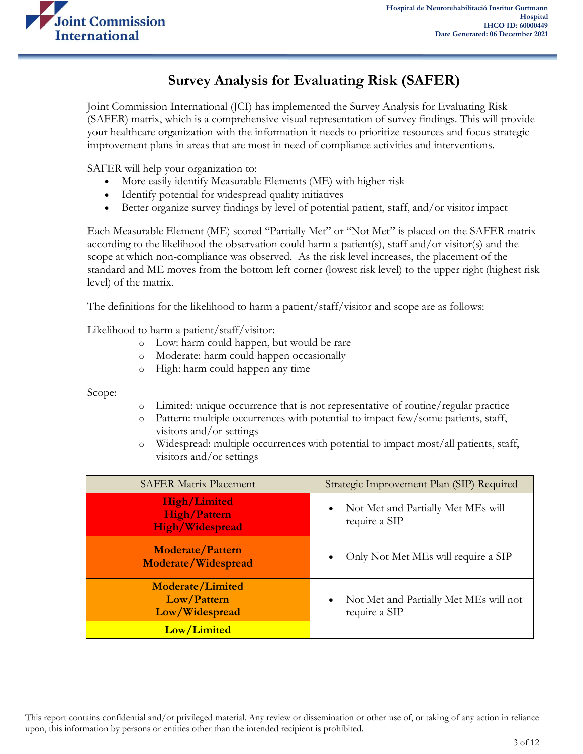# Survey Analysis for Evaluating Risk (SAFER)

Joint Commission International (JCI) has implemented the Survey Analysis for Evaluating Risk (SAFER) matrix, which is a comprehensive visual representation of survey findings. This will provide your healthcare organization with the information it needs to prioritize resources and focus strategic improvement plans in areas that are most in need of compliance activities and interventions.

SAFER will help your organization to:

- More easily identify Measurable Elements (ME) with higher risk
- Identify potential for widespread quality initiatives
- Better organize survey findings by level of potential patient, staff, and/or visitor impact

Each Measurable Element (ME) scored "Partially Met" or "Not Met" is placed on the SAFER matrix according to the likelihood the observation could harm a patient(s), staff and/or visitor(s) and the scope at which non-compliance was observed. As the risk level increases, the placement of the standard and ME moves from the bottom left corner (lowest risk level) to the upper right (highest risk level) of the matrix.

The definitions for the likelihood to harm a patient/staff/visitor and scope are as follows:

Likelihood to harm a patient/staff/visitor:

- Low: harm could happen, but would be rare
- Moderate: harm could happen occasionally
- High: harm could happen any time

Scope:

- Limited: unique occurrence that is not representative of routine/regular practice
- Pattern: multiple occurrences with potential to impact few/some patients, staff, visitors and/or settings
- Widespread: multiple occurrences with potential to impact most/all patients, staff, visitors and/or settings

| SAFER Matrix Placement | Strategic Improvement Plan (SIP) Required |
|---|---|
| **High/Limited**<br>**High/Pattern**<br>**High/Widespread** | • Not Met and Partially Met MEs will require a SIP |
| **Moderate/Pattern**<br>**Moderate/Widespread** | • Only Not Met MEs will require a SIP |
| **Moderate/Limited**<br>**Low/Pattern**<br>**Low/Widespread**<br>**Low/Limited** | • Not Met and Partially Met MEs will not require a SIP |

This report contains confidential and/or privileged material. Any review or dissemination or other use of, or taking of any action in reliance upon, this information by persons or entities other than the intended recipient is prohibited.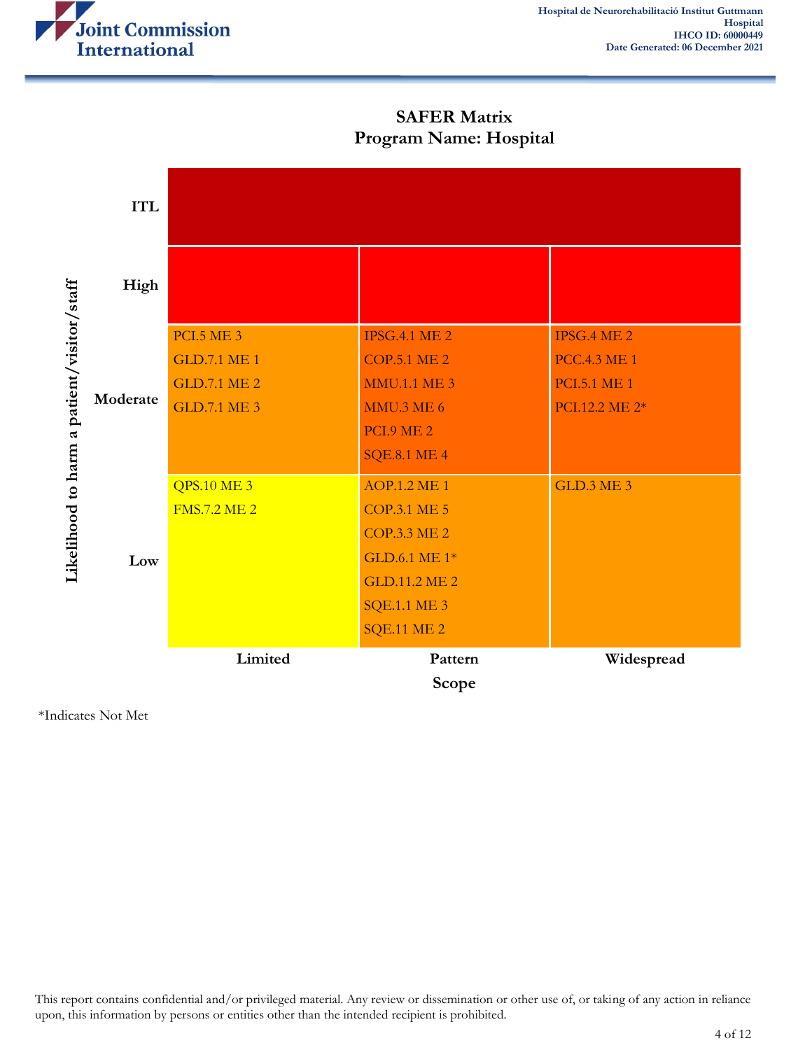## SAFER Matrix
## Program Name: Hospital

| Likelihood to harm a patient/visitor/staff | Limited | Pattern | Widespread |
|---|---|---|---|
| **ITL** | | | |
| **High** | | | |
| **Moderate** | PCI.5 ME 3<br>GLD.7.1 ME 1<br>GLD.7.1 ME 2<br>GLD.7.1 ME 3 | IPSG.4.1 ME 2<br>COP.5.1 ME 2<br>MMU.1.1 ME 3<br>MMU.3 ME 6<br>PCI.9 ME 2<br>SQE.8.1 ME 4 | IPSG.4 ME 2<br>PCC.4.3 ME 1<br>PCI.5.1 ME 1<br>PCI.12.2 ME 2* |
| **Low** | QPS.10 ME 3<br>FMS.7.2 ME 2 | AOP.1.2 ME 1<br>COP.3.1 ME 5<br>COP.3.3 ME 2<br>GLD.6.1 ME 1*<br>GLD.11.2 ME 2<br>SQE.1.1 ME 3<br>SQE.11 ME 2 | GLD.3 ME 3 |

**Scope**

*Indicates Not Met

This report contains confidential and/or privileged material. Any review or dissemination or other use of, or taking of any action in reliance upon, this information by persons or entities other than the intended recipient is prohibited.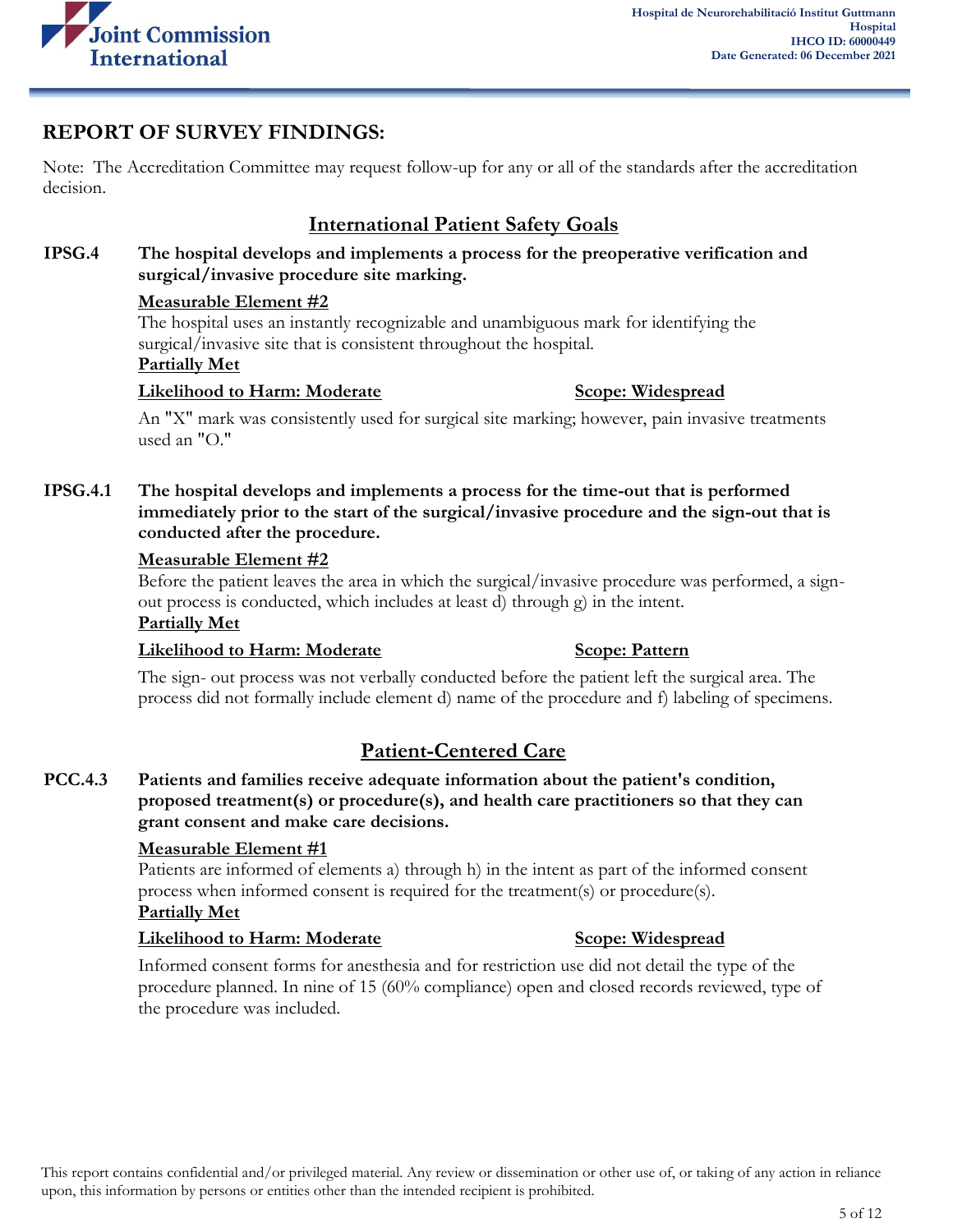## REPORT OF SURVEY FINDINGS:

Note: The Accreditation Committee may request follow-up for any or all of the standards after the accreditation decision.

### International Patient Safety Goals

**IPSG.4 The hospital develops and implements a process for the preoperative verification and surgical/invasive procedure site marking.**

**Measurable Element #2**

The hospital uses an instantly recognizable and unambiguous mark for identifying the surgical/invasive site that is consistent throughout the hospital.

**Partially Met**

**Likelihood to Harm: Moderate** **Scope: Widespread**

An "X" mark was consistently used for surgical site marking; however, pain invasive treatments used an "O."

**IPSG.4.1 The hospital develops and implements a process for the time-out that is performed immediately prior to the start of the surgical/invasive procedure and the sign-out that is conducted after the procedure.**

**Measurable Element #2**

Before the patient leaves the area in which the surgical/invasive procedure was performed, a sign-out process is conducted, which includes at least d) through g) in the intent.

**Partially Met**

**Likelihood to Harm: Moderate** **Scope: Pattern**

The sign- out process was not verbally conducted before the patient left the surgical area. The process did not formally include element d) name of the procedure and f) labeling of specimens.

### Patient-Centered Care

**PCC.4.3 Patients and families receive adequate information about the patient's condition, proposed treatment(s) or procedure(s), and health care practitioners so that they can grant consent and make care decisions.**

**Measurable Element #1**

Patients are informed of elements a) through h) in the intent as part of the informed consent process when informed consent is required for the treatment(s) or procedure(s).

**Partially Met**

**Likelihood to Harm: Moderate** **Scope: Widespread**

Informed consent forms for anesthesia and for restriction use did not detail the type of the procedure planned. In nine of 15 (60% compliance) open and closed records reviewed, type of the procedure was included.

This report contains confidential and/or privileged material. Any review or dissemination or other use of, or taking of any action in reliance upon, this information by persons or entities other than the intended recipient is prohibited.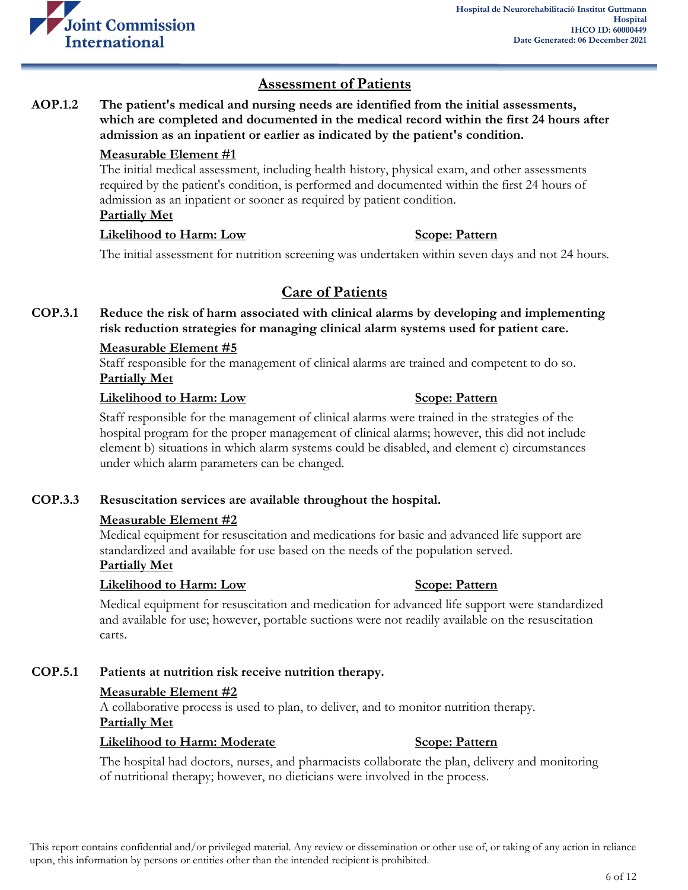## Assessment of Patients

**AOP.1.2 The patient's medical and nursing needs are identified from the initial assessments, which are completed and documented in the medical record within the first 24 hours after admission as an inpatient or earlier as indicated by the patient's condition.**

**Measurable Element #1**

The initial medical assessment, including health history, physical exam, and other assessments required by the patient's condition, is performed and documented within the first 24 hours of admission as an inpatient or sooner as required by patient condition.

**Partially Met**

**Likelihood to Harm: Low** **Scope: Pattern**

The initial assessment for nutrition screening was undertaken within seven days and not 24 hours.

## Care of Patients

**COP.3.1 Reduce the risk of harm associated with clinical alarms by developing and implementing risk reduction strategies for managing clinical alarm systems used for patient care.**

**Measurable Element #5**

Staff responsible for the management of clinical alarms are trained and competent to do so.

**Partially Met**

**Likelihood to Harm: Low** **Scope: Pattern**

Staff responsible for the management of clinical alarms were trained in the strategies of the hospital program for the proper management of clinical alarms; however, this did not include element b) situations in which alarm systems could be disabled, and element c) circumstances under which alarm parameters can be changed.

**COP.3.3 Resuscitation services are available throughout the hospital.**

**Measurable Element #2**

Medical equipment for resuscitation and medications for basic and advanced life support are standardized and available for use based on the needs of the population served.

**Partially Met**

**Likelihood to Harm: Low** **Scope: Pattern**

Medical equipment for resuscitation and medication for advanced life support were standardized and available for use; however, portable suctions were not readily available on the resuscitation carts.

**COP.5.1 Patients at nutrition risk receive nutrition therapy.**

**Measurable Element #2**

A collaborative process is used to plan, to deliver, and to monitor nutrition therapy.

**Partially Met**

**Likelihood to Harm: Moderate** **Scope: Pattern**

The hospital had doctors, nurses, and pharmacists collaborate the plan, delivery and monitoring of nutritional therapy; however, no dieticians were involved in the process.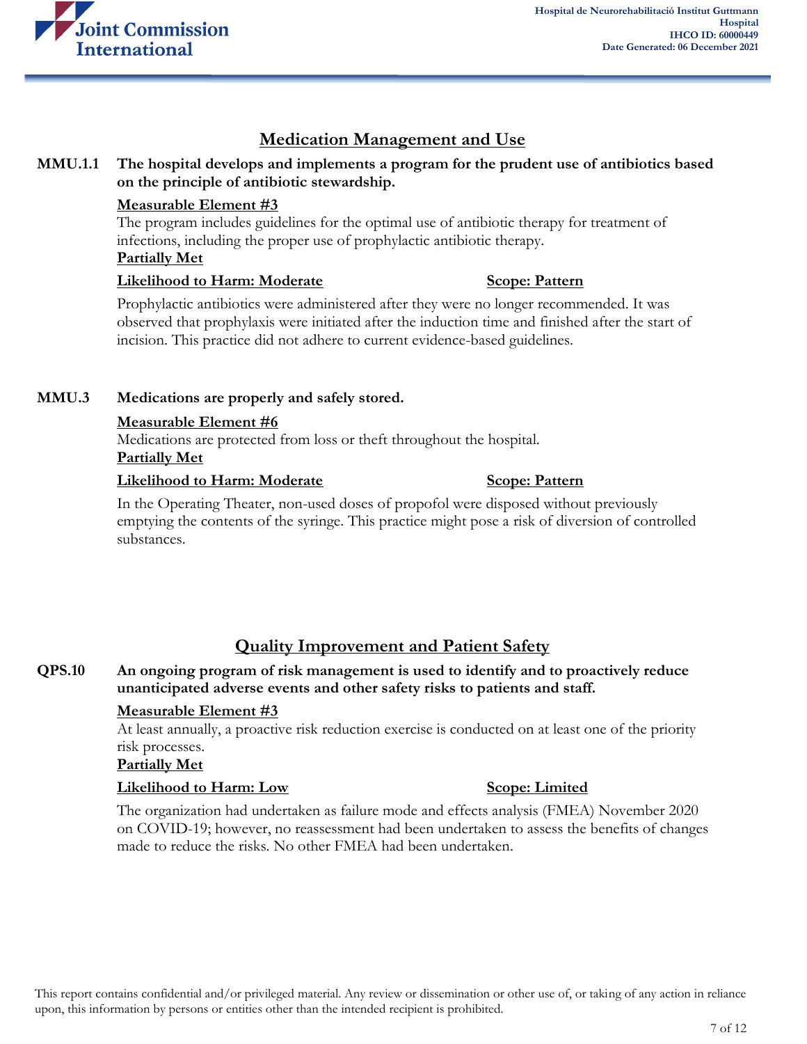## Medication Management and Use

**MMU.1.1 The hospital develops and implements a program for the prudent use of antibiotics based on the principle of antibiotic stewardship.**

**Measurable Element #3**

The program includes guidelines for the optimal use of antibiotic therapy for treatment of infections, including the proper use of prophylactic antibiotic therapy.

**Partially Met**

**Likelihood to Harm: Moderate** **Scope: Pattern**

Prophylactic antibiotics were administered after they were no longer recommended. It was observed that prophylaxis were initiated after the induction time and finished after the start of incision. This practice did not adhere to current evidence-based guidelines.

**MMU.3 Medications are properly and safely stored.**

**Measurable Element #6**

Medications are protected from loss or theft throughout the hospital.

**Partially Met**

**Likelihood to Harm: Moderate** **Scope: Pattern**

In the Operating Theater, non-used doses of propofol were disposed without previously emptying the contents of the syringe. This practice might pose a risk of diversion of controlled substances.

## Quality Improvement and Patient Safety

**QPS.10 An ongoing program of risk management is used to identify and to proactively reduce unanticipated adverse events and other safety risks to patients and staff.**

**Measurable Element #3**

At least annually, a proactive risk reduction exercise is conducted on at least one of the priority risk processes.

**Partially Met**

**Likelihood to Harm: Low** **Scope: Limited**

The organization had undertaken as failure mode and effects analysis (FMEA) November 2020 on COVID-19; however, no reassessment had been undertaken to assess the benefits of changes made to reduce the risks. No other FMEA had been undertaken.

This report contains confidential and/or privileged material. Any review or dissemination or other use of, or taking of any action in reliance upon, this information by persons or entities other than the intended recipient is prohibited.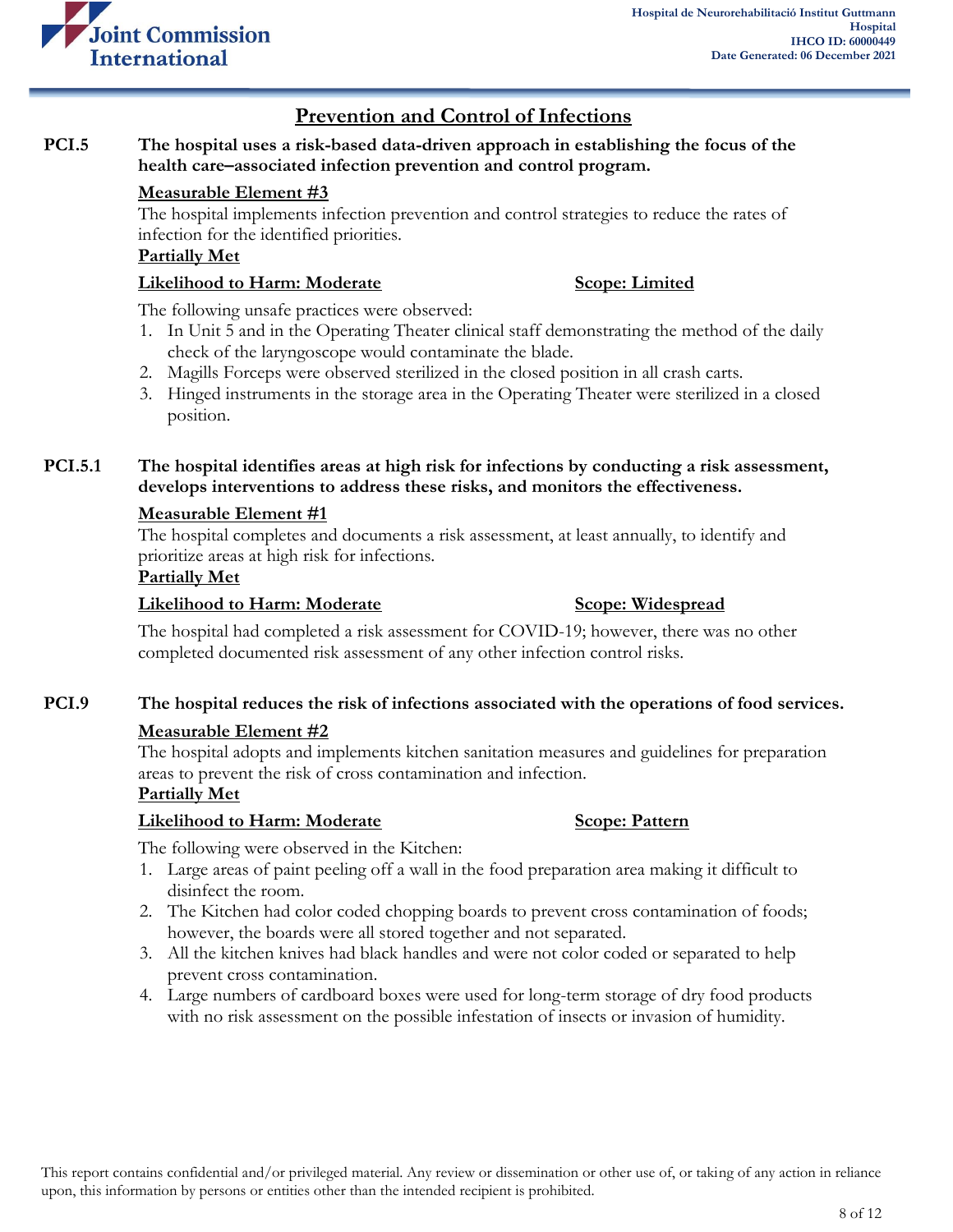## Prevention and Control of Infections

**PCI.5 The hospital uses a risk-based data-driven approach in establishing the focus of the health care–associated infection prevention and control program.**

**Measurable Element #3**

The hospital implements infection prevention and control strategies to reduce the rates of infection for the identified priorities.

**Partially Met**

**Likelihood to Harm: Moderate** | **Scope: Limited**

The following unsafe practices were observed:

1. In Unit 5 and in the Operating Theater clinical staff demonstrating the method of the daily check of the laryngoscope would contaminate the blade.
2. Magills Forceps were observed sterilized in the closed position in all crash carts.
3. Hinged instruments in the storage area in the Operating Theater were sterilized in a closed position.

**PCI.5.1 The hospital identifies areas at high risk for infections by conducting a risk assessment, develops interventions to address these risks, and monitors the effectiveness.**

**Measurable Element #1**

The hospital completes and documents a risk assessment, at least annually, to identify and prioritize areas at high risk for infections.

**Partially Met**

**Likelihood to Harm: Moderate** | **Scope: Widespread**

The hospital had completed a risk assessment for COVID-19; however, there was no other completed documented risk assessment of any other infection control risks.

**PCI.9 The hospital reduces the risk of infections associated with the operations of food services.**

**Measurable Element #2**

The hospital adopts and implements kitchen sanitation measures and guidelines for preparation areas to prevent the risk of cross contamination and infection.

**Partially Met**

**Likelihood to Harm: Moderate** | **Scope: Pattern**

The following were observed in the Kitchen:

1. Large areas of paint peeling off a wall in the food preparation area making it difficult to disinfect the room.
2. The Kitchen had color coded chopping boards to prevent cross contamination of foods; however, the boards were all stored together and not separated.
3. All the kitchen knives had black handles and were not color coded or separated to help prevent cross contamination.
4. Large numbers of cardboard boxes were used for long-term storage of dry food products with no risk assessment on the possible infestation of insects or invasion of humidity.

This report contains confidential and/or privileged material. Any review or dissemination or other use of, or taking of any action in reliance upon, this information by persons or entities other than the intended recipient is prohibited.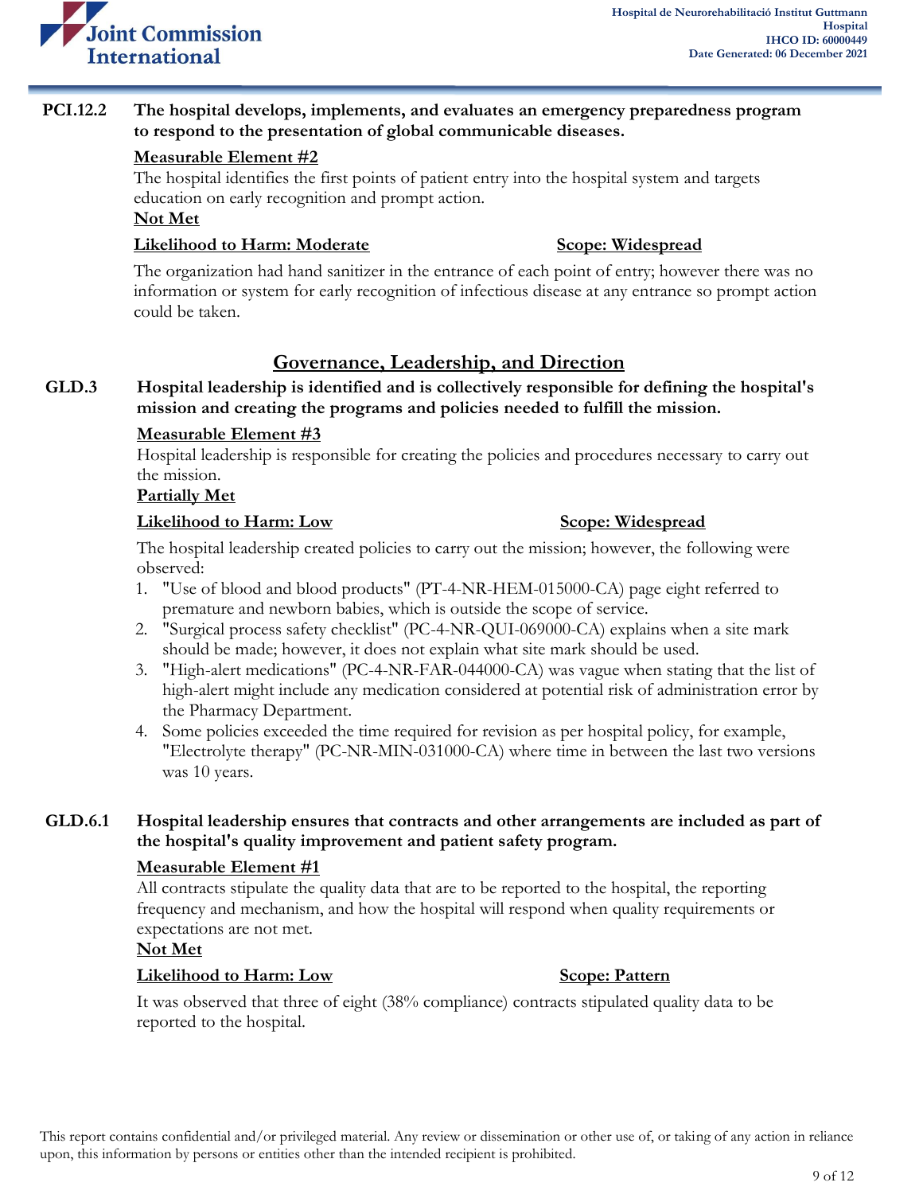**PCI.12.2** **The hospital develops, implements, and evaluates an emergency preparedness program to respond to the presentation of global communicable diseases.**

**Measurable Element #2**

The hospital identifies the first points of patient entry into the hospital system and targets education on early recognition and prompt action.

**Not Met**

**Likelihood to Harm: Moderate** **Scope: Widespread**

The organization had hand sanitizer in the entrance of each point of entry; however there was no information or system for early recognition of infectious disease at any entrance so prompt action could be taken.

## Governance, Leadership, and Direction

**GLD.3** **Hospital leadership is identified and is collectively responsible for defining the hospital's mission and creating the programs and policies needed to fulfill the mission.**

**Measurable Element #3**

Hospital leadership is responsible for creating the policies and procedures necessary to carry out the mission.

**Partially Met**

**Likelihood to Harm: Low** **Scope: Widespread**

The hospital leadership created policies to carry out the mission; however, the following were observed:

1. "Use of blood and blood products" (PT-4-NR-HEM-015000-CA) page eight referred to premature and newborn babies, which is outside the scope of service.
2. "Surgical process safety checklist" (PC-4-NR-QUI-069000-CA) explains when a site mark should be made; however, it does not explain what site mark should be used.
3. "High-alert medications" (PC-4-NR-FAR-044000-CA) was vague when stating that the list of high-alert might include any medication considered at potential risk of administration error by the Pharmacy Department.
4. Some policies exceeded the time required for revision as per hospital policy, for example, "Electrolyte therapy" (PC-NR-MIN-031000-CA) where time in between the last two versions was 10 years.

**GLD.6.1** **Hospital leadership ensures that contracts and other arrangements are included as part of the hospital's quality improvement and patient safety program.**

**Measurable Element #1**

All contracts stipulate the quality data that are to be reported to the hospital, the reporting frequency and mechanism, and how the hospital will respond when quality requirements or expectations are not met.

**Not Met**

**Likelihood to Harm: Low** **Scope: Pattern**

It was observed that three of eight (38% compliance) contracts stipulated quality data to be reported to the hospital.

This report contains confidential and/or privileged material. Any review or dissemination or other use of, or taking of any action in reliance upon, this information by persons or entities other than the intended recipient is prohibited.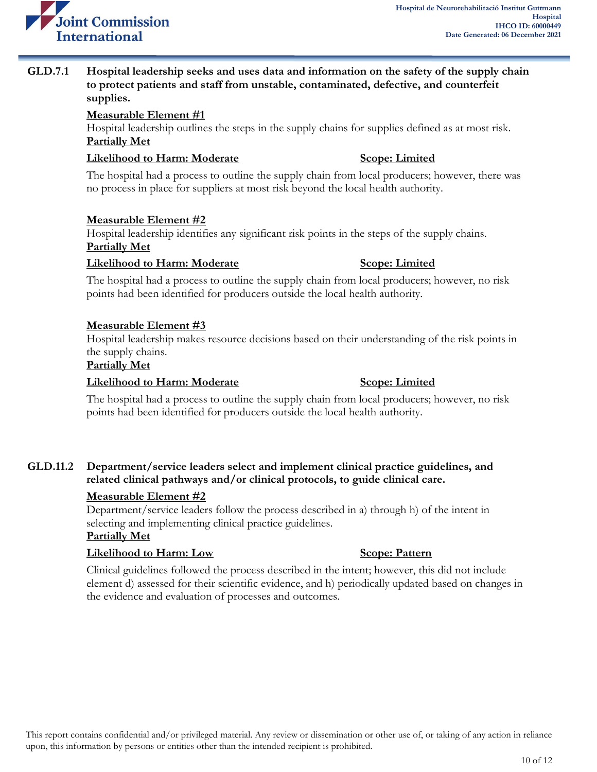**GLD.7.1 Hospital leadership seeks and uses data and information on the safety of the supply chain to protect patients and staff from unstable, contaminated, defective, and counterfeit supplies.**

**Measurable Element #1**

Hospital leadership outlines the steps in the supply chains for supplies defined as at most risk.

**Partially Met**

**Likelihood to Harm: Moderate** **Scope: Limited**

The hospital had a process to outline the supply chain from local producers; however, there was no process in place for suppliers at most risk beyond the local health authority.

**Measurable Element #2**

Hospital leadership identifies any significant risk points in the steps of the supply chains.

**Partially Met**

**Likelihood to Harm: Moderate** **Scope: Limited**

The hospital had a process to outline the supply chain from local producers; however, no risk points had been identified for producers outside the local health authority.

**Measurable Element #3**

Hospital leadership makes resource decisions based on their understanding of the risk points in the supply chains.

**Partially Met**

**Likelihood to Harm: Moderate** **Scope: Limited**

The hospital had a process to outline the supply chain from local producers; however, no risk points had been identified for producers outside the local health authority.

**GLD.11.2 Department/service leaders select and implement clinical practice guidelines, and related clinical pathways and/or clinical protocols, to guide clinical care.**

**Measurable Element #2**

Department/service leaders follow the process described in a) through h) of the intent in selecting and implementing clinical practice guidelines.

**Partially Met**

**Likelihood to Harm: Low** **Scope: Pattern**

Clinical guidelines followed the process described in the intent; however, this did not include element d) assessed for their scientific evidence, and h) periodically updated based on changes in the evidence and evaluation of processes and outcomes.

This report contains confidential and/or privileged material. Any review or dissemination or other use of, or taking of any action in reliance upon, this information by persons or entities other than the intended recipient is prohibited.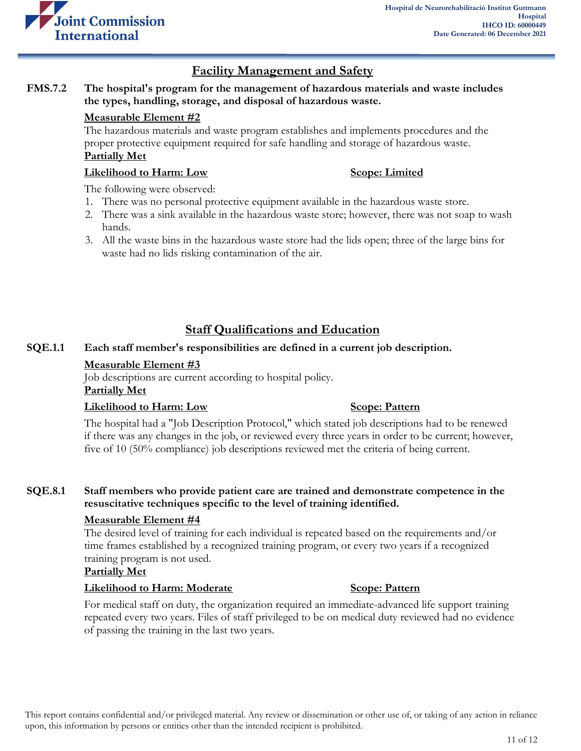## Facility Management and Safety

**FMS.7.2 The hospital's program for the management of hazardous materials and waste includes the types, handling, storage, and disposal of hazardous waste.**

**Measurable Element #2**

The hazardous materials and waste program establishes and implements procedures and the proper protective equipment required for safe handling and storage of hazardous waste.

**Partially Met**

**Likelihood to Harm: Low** **Scope: Limited**

The following were observed:

1. There was no personal protective equipment available in the hazardous waste store.
2. There was a sink available in the hazardous waste store; however, there was not soap to wash hands.
3. All the waste bins in the hazardous waste store had the lids open; three of the large bins for waste had no lids risking contamination of the air.

## Staff Qualifications and Education

**SQE.1.1 Each staff member's responsibilities are defined in a current job description.**

**Measurable Element #3**

Job descriptions are current according to hospital policy.

**Partially Met**

**Likelihood to Harm: Low** **Scope: Pattern**

The hospital had a "Job Description Protocol," which stated job descriptions had to be renewed if there was any changes in the job, or reviewed every three years in order to be current; however, five of 10 (50% compliance) job descriptions reviewed met the criteria of being current.

**SQE.8.1 Staff members who provide patient care are trained and demonstrate competence in the resuscitative techniques specific to the level of training identified.**

**Measurable Element #4**

The desired level of training for each individual is repeated based on the requirements and/or time frames established by a recognized training program, or every two years if a recognized training program is not used.

**Partially Met**

**Likelihood to Harm: Moderate** **Scope: Pattern**

For medical staff on duty, the organization required an immediate-advanced life support training repeated every two years. Files of staff privileged to be on medical duty reviewed had no evidence of passing the training in the last two years.

This report contains confidential and/or privileged material. Any review or dissemination or other use of, or taking of any action in reliance upon, this information by persons or entities other than the intended recipient is prohibited.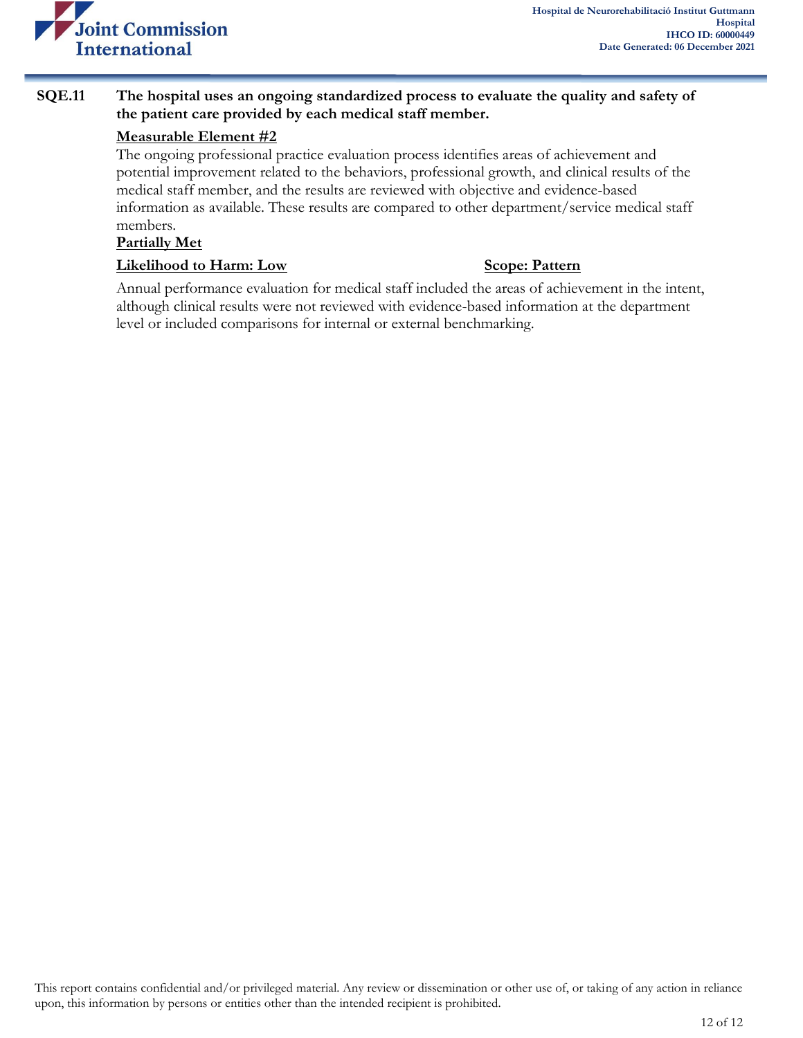**SQE.11 The hospital uses an ongoing standardized process to evaluate the quality and safety of the patient care provided by each medical staff member.**

**Measurable Element #2**

The ongoing professional practice evaluation process identifies areas of achievement and potential improvement related to the behaviors, professional growth, and clinical results of the medical staff member, and the results are reviewed with objective and evidence-based information as available. These results are compared to other department/service medical staff members.

**Partially Met**

**Likelihood to Harm: Low** **Scope: Pattern**

Annual performance evaluation for medical staff included the areas of achievement in the intent, although clinical results were not reviewed with evidence-based information at the department level or included comparisons for internal or external benchmarking.

This report contains confidential and/or privileged material. Any review or dissemination or other use of, or taking of any action in reliance upon, this information by persons or entities other than the intended recipient is prohibited.